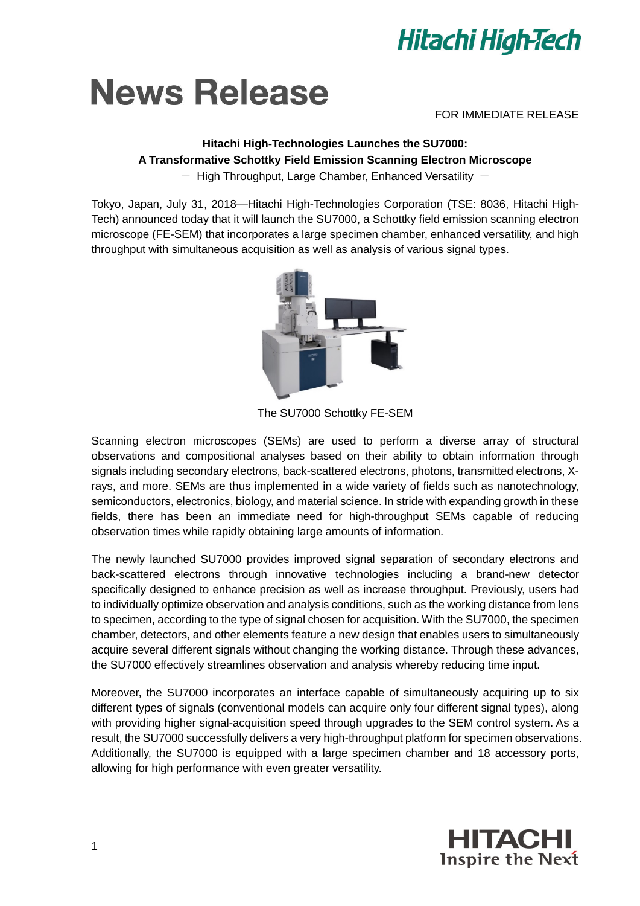# News Release

FOR IMMEDIATE RELEASE

**Hitachi High-Technologies Launches the SU7000:**
**A Transformative Schottky Field Emission Scanning Electron Microscope**

－ High Throughput, Large Chamber, Enhanced Versatility －

Tokyo, Japan, July 31, 2018—Hitachi High-Technologies Corporation (TSE: 8036, Hitachi High-Tech) announced today that it will launch the SU7000, a Schottky field emission scanning electron microscope (FE-SEM) that incorporates a large specimen chamber, enhanced versatility, and high throughput with simultaneous acquisition as well as analysis of various signal types.

The SU7000 Schottky FE-SEM

Scanning electron microscopes (SEMs) are used to perform a diverse array of structural observations and compositional analyses based on their ability to obtain information through signals including secondary electrons, back-scattered electrons, photons, transmitted electrons, X-rays, and more. SEMs are thus implemented in a wide variety of fields such as nanotechnology, semiconductors, electronics, biology, and material science. In stride with expanding growth in these fields, there has been an immediate need for high-throughput SEMs capable of reducing observation times while rapidly obtaining large amounts of information.

The newly launched SU7000 provides improved signal separation of secondary electrons and back-scattered electrons through innovative technologies including a brand-new detector specifically designed to enhance precision as well as increase throughput. Previously, users had to individually optimize observation and analysis conditions, such as the working distance from lens to specimen, according to the type of signal chosen for acquisition. With the SU7000, the specimen chamber, detectors, and other elements feature a new design that enables users to simultaneously acquire several different signals without changing the working distance. Through these advances, the SU7000 effectively streamlines observation and analysis whereby reducing time input.

Moreover, the SU7000 incorporates an interface capable of simultaneously acquiring up to six different types of signals (conventional models can acquire only four different signal types), along with providing higher signal-acquisition speed through upgrades to the SEM control system. As a result, the SU7000 successfully delivers a very high-throughput platform for specimen observations. Additionally, the SU7000 is equipped with a large specimen chamber and 18 accessory ports, allowing for high performance with even greater versatility.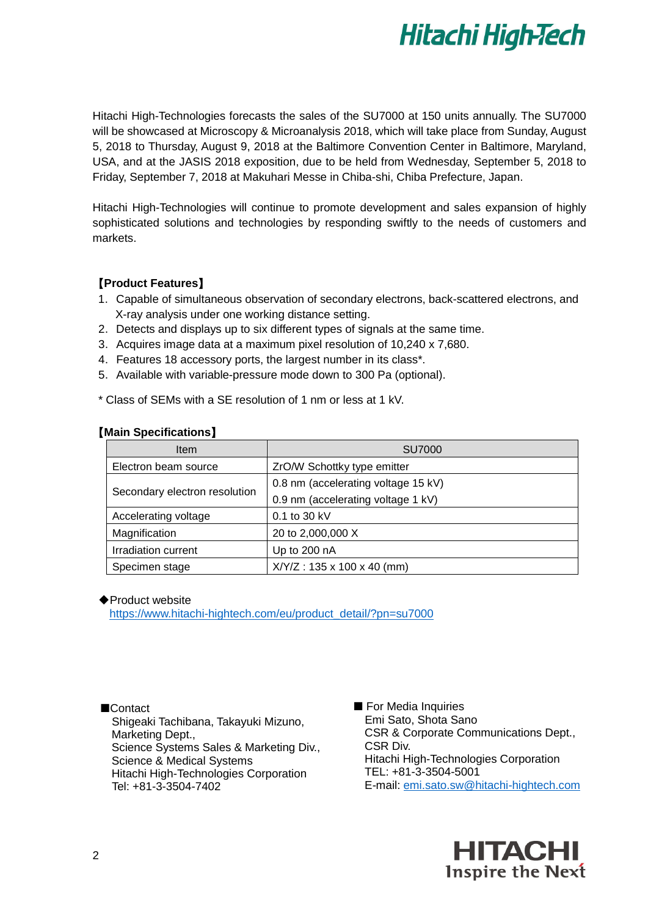Hitachi High-Technologies forecasts the sales of the SU7000 at 150 units annually. The SU7000 will be showcased at Microscopy & Microanalysis 2018, which will take place from Sunday, August 5, 2018 to Thursday, August 9, 2018 at the Baltimore Convention Center in Baltimore, Maryland, USA, and at the JASIS 2018 exposition, due to be held from Wednesday, September 5, 2018 to Friday, September 7, 2018 at Makuhari Messe in Chiba-shi, Chiba Prefecture, Japan.

Hitachi High-Technologies will continue to promote development and sales expansion of highly sophisticated solutions and technologies by responding swiftly to the needs of customers and markets.

**【Product Features】**

1. Capable of simultaneous observation of secondary electrons, back-scattered electrons, and X-ray analysis under one working distance setting.
2. Detects and displays up to six different types of signals at the same time.
3. Acquires image data at a maximum pixel resolution of 10,240 x 7,680.
4. Features 18 accessory ports, the largest number in its class*.
5. Available with variable-pressure mode down to 300 Pa (optional).

* Class of SEMs with a SE resolution of 1 nm or less at 1 kV.

**【Main Specifications】**

| Item | SU7000 |
|---|---|
| Electron beam source | ZrO/W Schottky type emitter |
| Secondary electron resolution | 0.8 nm (accelerating voltage 15 kV) |
| | 0.9 nm (accelerating voltage 1 kV) |
| Accelerating voltage | 0.1 to 30 kV |
| Magnification | 20 to 2,000,000 X |
| Irradiation current | Up to 200 nA |
| Specimen stage | X/Y/Z : 135 x 100 x 40 (mm) |

◆Product website
https://www.hitachi-hightech.com/eu/product_detail/?pn=su7000

■Contact
Shigeaki Tachibana, Takayuki Mizuno,
Marketing Dept.,
Science Systems Sales & Marketing Div.,
Science & Medical Systems
Hitachi High-Technologies Corporation
Tel: +81-3-3504-7402

■ For Media Inquiries
Emi Sato, Shota Sano
CSR & Corporate Communications Dept.,
CSR Div.
Hitachi High-Technologies Corporation
TEL: +81-3-3504-5001
E-mail: emi.sato.sw@hitachi-hightech.com